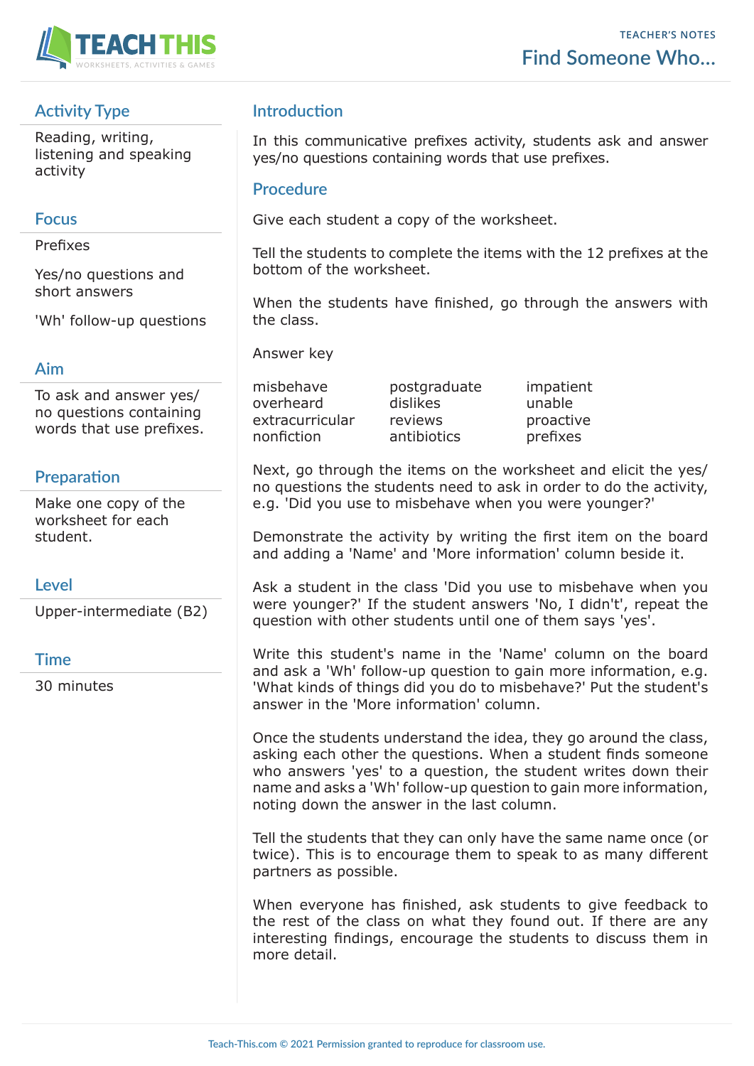TEACHER'S NOTES

# Find Someone Who...

## Activity Type

Reading, writing, listening and speaking activity

## Focus

Prefixes

Yes/no questions and short answers

'Wh' follow-up questions

## Aim

To ask and answer yes/no questions containing words that use prefixes.

## Preparation

Make one copy of the worksheet for each student.

## Level

Upper-intermediate (B2)

## Time

30 minutes

## Introduction

In this communicative prefixes activity, students ask and answer yes/no questions containing words that use prefixes.

## Procedure

Give each student a copy of the worksheet.

Tell the students to complete the items with the 12 prefixes at the bottom of the worksheet.

When the students have finished, go through the answers with the class.

Answer key

| | | |
|---|---|---|
| misbehave | postgraduate | impatient |
| overheard | dislikes | unable |
| extracurricular | reviews | proactive |
| nonfiction | antibiotics | prefixes |

Next, go through the items on the worksheet and elicit the yes/no questions the students need to ask in order to do the activity, e.g. 'Did you use to misbehave when you were younger?'

Demonstrate the activity by writing the first item on the board and adding a 'Name' and 'More information' column beside it.

Ask a student in the class 'Did you use to misbehave when you were younger?' If the student answers 'No, I didn't', repeat the question with other students until one of them says 'yes'.

Write this student's name in the 'Name' column on the board and ask a 'Wh' follow-up question to gain more information, e.g. 'What kinds of things did you do to misbehave?' Put the student's answer in the 'More information' column.

Once the students understand the idea, they go around the class, asking each other the questions. When a student finds someone who answers 'yes' to a question, the student writes down their name and asks a 'Wh' follow-up question to gain more information, noting down the answer in the last column.

Tell the students that they can only have the same name once (or twice). This is to encourage them to speak to as many different partners as possible.

When everyone has finished, ask students to give feedback to the rest of the class on what they found out. If there are any interesting findings, encourage the students to discuss them in more detail.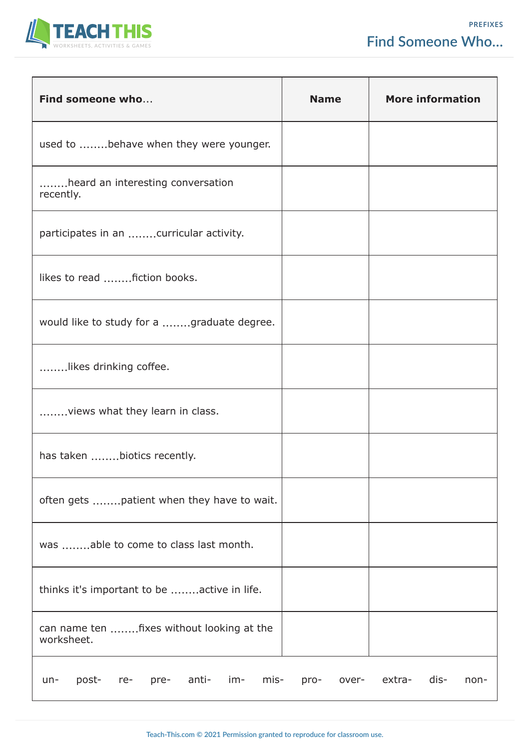# Find Someone Who...

| Find someone who... | Name | More information |
| --- | --- | --- |
| used to ........behave when they were younger. | | |
| ........heard an interesting conversation recently. | | |
| participates in an ........curricular activity. | | |
| likes to read ........fiction books. | | |
| would like to study for a ........graduate degree. | | |
| ........likes drinking coffee. | | |
| ........views what they learn in class. | | |
| has taken ........biotics recently. | | |
| often gets ........patient when they have to wait. | | |
| was ........able to come to class last month. | | |
| thinks it's important to be ........active in life. | | |
| can name ten ........fixes without looking at the worksheet. | | |

un- post- re- pre- anti- im- mis- pro- over- extra- dis- non-